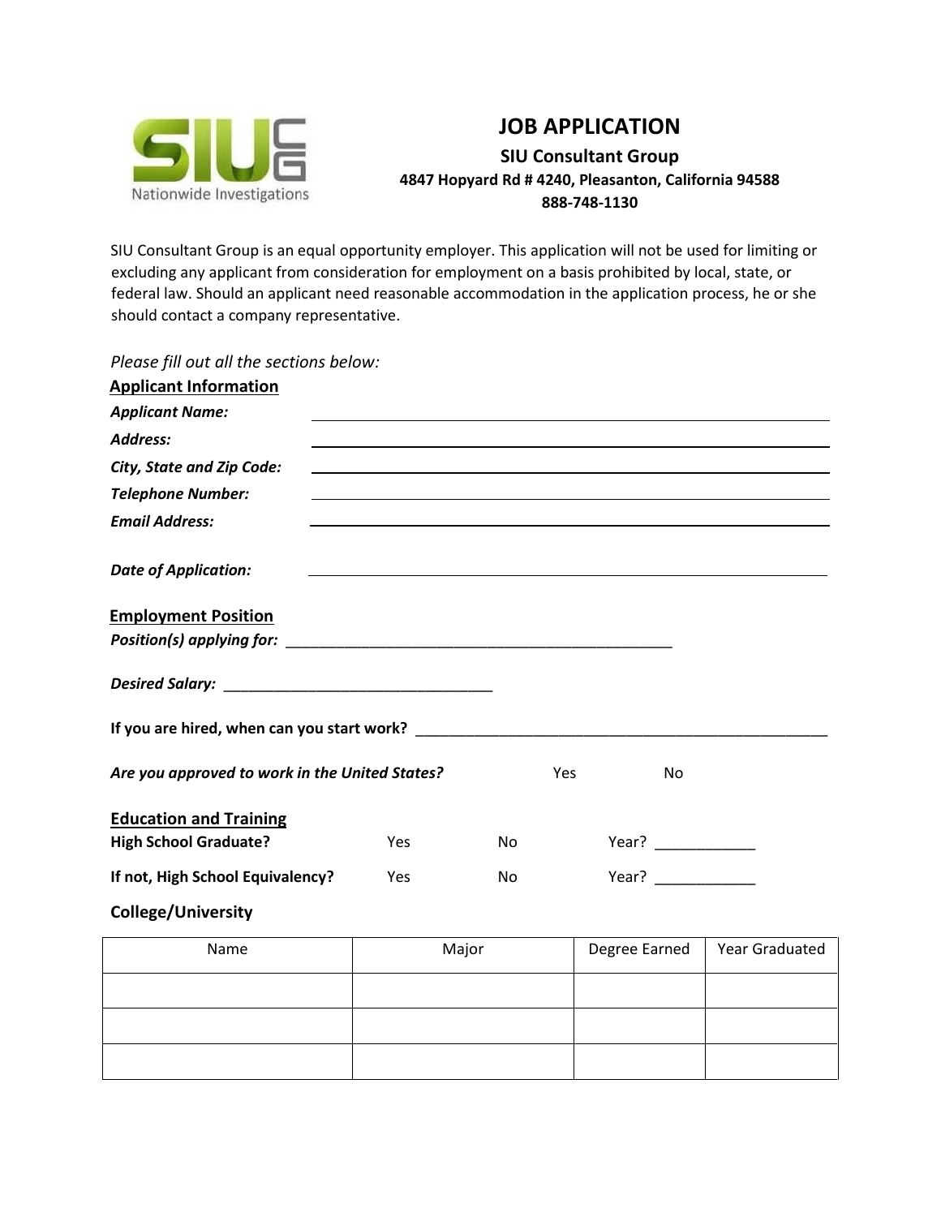# JOB APPLICATION

**SIU Consultant Group**

**4847 Hopyard Rd # 4240, Pleasanton, California 94588**

**888-748-1130**

SIU Consultant Group is an equal opportunity employer. This application will not be used for limiting or excluding any applicant from consideration for employment on a basis prohibited by local, state, or federal law. Should an applicant need reasonable accommodation in the application process, he or she should contact a company representative.

*Please fill out all the sections below:*

## Applicant Information

***Applicant Name:*** ______________________________

***Address:*** ______________________________

***City, State and Zip Code:*** ______________________________

***Telephone Number:*** ______________________________

***Email Address:*** ______________________________

***Date of Application:*** ______________________________

## Employment Position

***Position(s) applying for:*** ________________________________________________

***Desired Salary:*** _________________________________

**If you are hired, when can you start work?** ____________________________________________________

***Are you approved to work in the United States?*** Yes No

## Education and Training

**High School Graduate?** Yes No Year? ____________

**If not, High School Equivalency?** Yes No Year? ____________

### College/University

| Name | Major | Degree Earned | Year Graduated |
|---|---|---|---|
| | | | |
| | | | |
| | | | |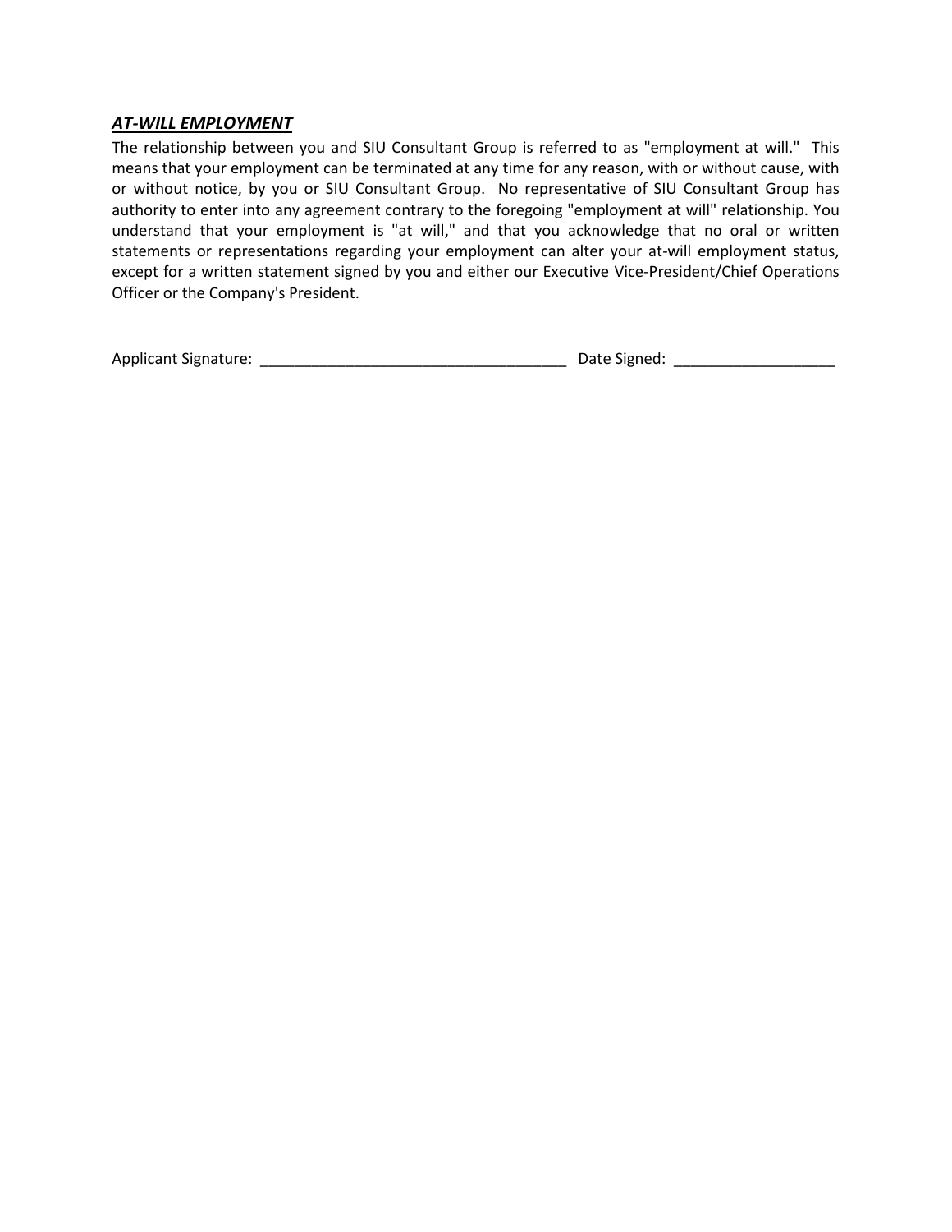***AT-WILL EMPLOYMENT***

The relationship between you and SIU Consultant Group is referred to as "employment at will." This means that your employment can be terminated at any time for any reason, with or without cause, with or without notice, by you or SIU Consultant Group. No representative of SIU Consultant Group has authority to enter into any agreement contrary to the foregoing "employment at will" relationship. You understand that your employment is "at will," and that you acknowledge that no oral or written statements or representations regarding your employment can alter your at-will employment status, except for a written statement signed by you and either our Executive Vice-President/Chief Operations Officer or the Company's President.

Applicant Signature: ____________________________________ Date Signed: ___________________